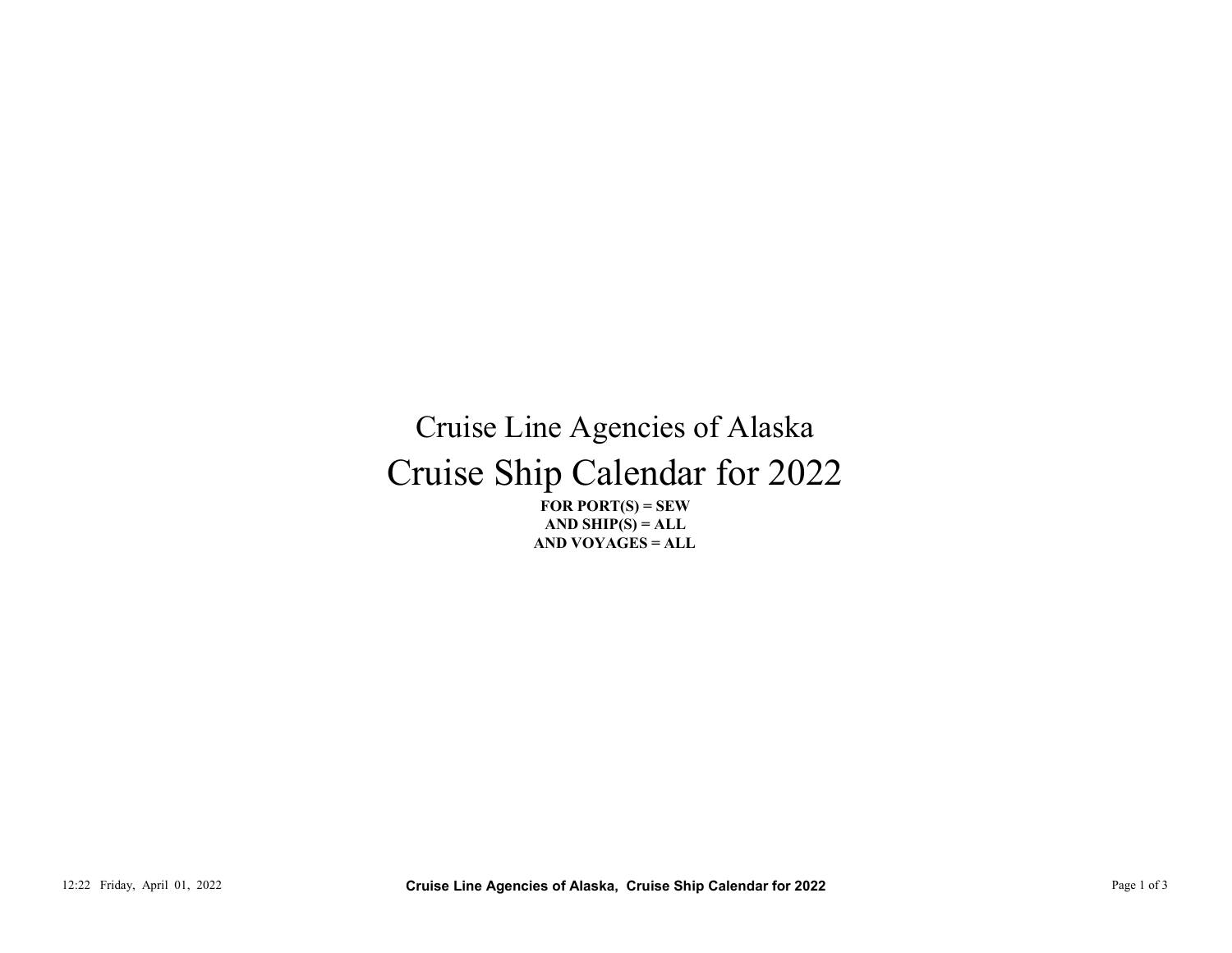# Cruise Line Agencies of Alaska

# Cruise Ship Calendar for 2022

**FOR PORT(S) = SEW**
**AND SHIP(S) = ALL**
**AND VOYAGES = ALL**

12:22 Friday, April 01, 2022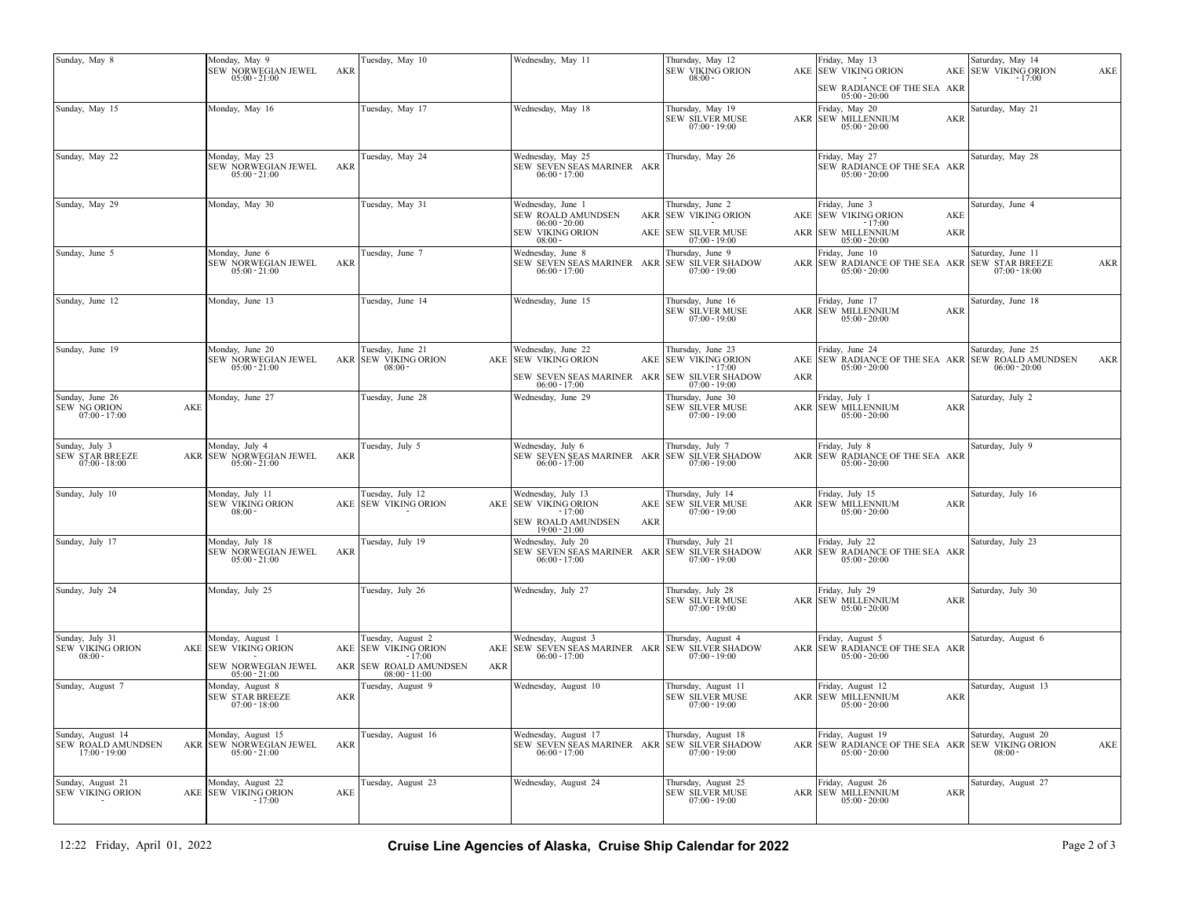| Sunday | Monday | Tuesday | Wednesday | Thursday | Friday | Saturday |
|---|---|---|---|---|---|---|
| Sunday, May 8 | Monday, May 9<br>SEW NORWEGIAN JEWEL AKR<br>05:00 - 21:00 | Tuesday, May 10 | Wednesday, May 11 | Thursday, May 12<br>SEW VIKING ORION AKE<br>08:00 - | Friday, May 13<br>SEW VIKING ORION AKE<br>-<br>SEW RADIANCE OF THE SEA AKR<br>05:00 - 20:00 | Saturday, May 14<br>SEW VIKING ORION AKE<br>- 17:00 |
| Sunday, May 15 | Monday, May 16 | Tuesday, May 17 | Wednesday, May 18 | Thursday, May 19<br>SEW SILVER MUSE AKR<br>07:00 - 19:00 | Friday, May 20<br>SEW MILLENNIUM AKR<br>05:00 - 20:00 | Saturday, May 21 |
| Sunday, May 22 | Monday, May 23<br>SEW NORWEGIAN JEWEL AKR<br>05:00 - 21:00 | Tuesday, May 24 | Wednesday, May 25<br>SEW SEVEN SEAS MARINER AKR<br>06:00 - 17:00 | Thursday, May 26 | Friday, May 27<br>SEW RADIANCE OF THE SEA AKR<br>05:00 - 20:00 | Saturday, May 28 |
| Sunday, May 29 | Monday, May 30 | Tuesday, May 31 | Wednesday, June 1<br>SEW ROALD AMUNDSEN AKR<br>06:00 - 20:00<br>SEW VIKING ORION AKE<br>08:00 - | Thursday, June 2<br>SEW VIKING ORION AKE<br>-<br>SEW SILVER MUSE AKR<br>07:00 - 19:00 | Friday, June 3<br>SEW VIKING ORION AKE<br>- 17:00<br>SEW MILLENNIUM AKR<br>05:00 - 20:00 | Saturday, June 4 |
| Sunday, June 5 | Monday, June 6<br>SEW NORWEGIAN JEWEL AKR<br>05:00 - 21:00 | Tuesday, June 7 | Wednesday, June 8<br>SEW SEVEN SEAS MARINER AKR<br>06:00 - 17:00 | Thursday, June 9<br>SEW SILVER SHADOW AKR<br>07:00 - 19:00 | Friday, June 10<br>SEW RADIANCE OF THE SEA AKR<br>05:00 - 20:00 | Saturday, June 11<br>SEW STAR BREEZE AKR<br>07:00 - 18:00 |
| Sunday, June 12 | Monday, June 13 | Tuesday, June 14 | Wednesday, June 15 | Thursday, June 16<br>SEW SILVER MUSE AKR<br>07:00 - 19:00 | Friday, June 17<br>SEW MILLENNIUM AKR<br>05:00 - 20:00 | Saturday, June 18 |
| Sunday, June 19 | Monday, June 20<br>SEW NORWEGIAN JEWEL AKR<br>05:00 - 21:00 | Tuesday, June 21<br>SEW VIKING ORION AKE<br>08:00 - | Wednesday, June 22<br>SEW VIKING ORION AKE<br>-<br>SEW SEVEN SEAS MARINER AKR<br>06:00 - 17:00 | Thursday, June 23<br>SEW VIKING ORION AKE<br>- 17:00<br>SEW SILVER SHADOW AKR<br>07:00 - 19:00 | Friday, June 24<br>SEW RADIANCE OF THE SEA AKR<br>05:00 - 20:00 | Saturday, June 25<br>SEW ROALD AMUNDSEN AKR<br>06:00 - 20:00 |
| Sunday, June 26<br>SEW NG ORION AKE<br>07:00 - 17:00 | Monday, June 27 | Tuesday, June 28 | Wednesday, June 29 | Thursday, June 30<br>SEW SILVER MUSE AKR<br>07:00 - 19:00 | Friday, July 1<br>SEW MILLENNIUM AKR<br>05:00 - 20:00 | Saturday, July 2 |
| Sunday, July 3<br>SEW STAR BREEZE AKR<br>07:00 - 18:00 | Monday, July 4<br>SEW NORWEGIAN JEWEL AKR<br>05:00 - 21:00 | Tuesday, July 5 | Wednesday, July 6<br>SEW SEVEN SEAS MARINER AKR<br>06:00 - 17:00 | Thursday, July 7<br>SEW SILVER SHADOW AKR<br>07:00 - 19:00 | Friday, July 8<br>SEW RADIANCE OF THE SEA AKR<br>05:00 - 20:00 | Saturday, July 9 |
| Sunday, July 10 | Monday, July 11<br>SEW VIKING ORION AKE<br>08:00 - | Tuesday, July 12<br>SEW VIKING ORION AKE<br>- | Wednesday, July 13<br>SEW VIKING ORION AKE<br>- 17:00<br>SEW ROALD AMUNDSEN AKR<br>19:00 - 21:00 | Thursday, July 14<br>SEW SILVER MUSE AKR<br>07:00 - 19:00 | Friday, July 15<br>SEW MILLENNIUM AKR<br>05:00 - 20:00 | Saturday, July 16 |
| Sunday, July 17 | Monday, July 18<br>SEW NORWEGIAN JEWEL AKR<br>05:00 - 21:00 | Tuesday, July 19 | Wednesday, July 20<br>SEW SEVEN SEAS MARINER AKR<br>06:00 - 17:00 | Thursday, July 21<br>SEW SILVER SHADOW AKR<br>07:00 - 19:00 | Friday, July 22<br>SEW RADIANCE OF THE SEA AKR<br>05:00 - 20:00 | Saturday, July 23 |
| Sunday, July 24 | Monday, July 25 | Tuesday, July 26 | Wednesday, July 27 | Thursday, July 28<br>SEW SILVER MUSE AKR<br>07:00 - 19:00 | Friday, July 29<br>SEW MILLENNIUM AKR<br>05:00 - 20:00 | Saturday, July 30 |
| Sunday, July 31<br>SEW VIKING ORION AKE<br>08:00 - | Monday, August 1<br>SEW VIKING ORION AKE<br>-<br>SEW NORWEGIAN JEWEL AKR<br>05:00 - 21:00 | Tuesday, August 2<br>SEW VIKING ORION AKE<br>- 17:00<br>SEW ROALD AMUNDSEN AKR<br>08:00 - 11:00 | Wednesday, August 3<br>SEW SEVEN SEAS MARINER AKR<br>06:00 - 17:00 | Thursday, August 4<br>SEW SILVER SHADOW AKR<br>07:00 - 19:00 | Friday, August 5<br>SEW RADIANCE OF THE SEA AKR<br>05:00 - 20:00 | Saturday, August 6 |
| Sunday, August 7 | Monday, August 8<br>SEW STAR BREEZE AKR<br>07:00 - 18:00 | Tuesday, August 9 | Wednesday, August 10 | Thursday, August 11<br>SEW SILVER MUSE AKR<br>07:00 - 19:00 | Friday, August 12<br>SEW MILLENNIUM AKR<br>05:00 - 20:00 | Saturday, August 13 |
| Sunday, August 14<br>SEW ROALD AMUNDSEN AKR<br>17:00 - 19:00 | Monday, August 15<br>SEW NORWEGIAN JEWEL AKR<br>05:00 - 21:00 | Tuesday, August 16 | Wednesday, August 17<br>SEW SEVEN SEAS MARINER AKR<br>06:00 - 17:00 | Thursday, August 18<br>SEW SILVER SHADOW AKR<br>07:00 - 19:00 | Friday, August 19<br>SEW RADIANCE OF THE SEA AKR<br>05:00 - 20:00 | Saturday, August 20<br>SEW VIKING ORION AKE<br>08:00 - |
| Sunday, August 21<br>SEW VIKING ORION AKE<br>- | Monday, August 22<br>SEW VIKING ORION AKE<br>- 17:00 | Tuesday, August 23 | Wednesday, August 24 | Thursday, August 25<br>SEW SILVER MUSE AKR<br>07:00 - 19:00 | Friday, August 26<br>SEW MILLENNIUM AKR<br>05:00 - 20:00 | Saturday, August 27 |

12:22 Friday, April 01, 2022 **Cruise Line Agencies of Alaska, Cruise Ship Calendar for 2022**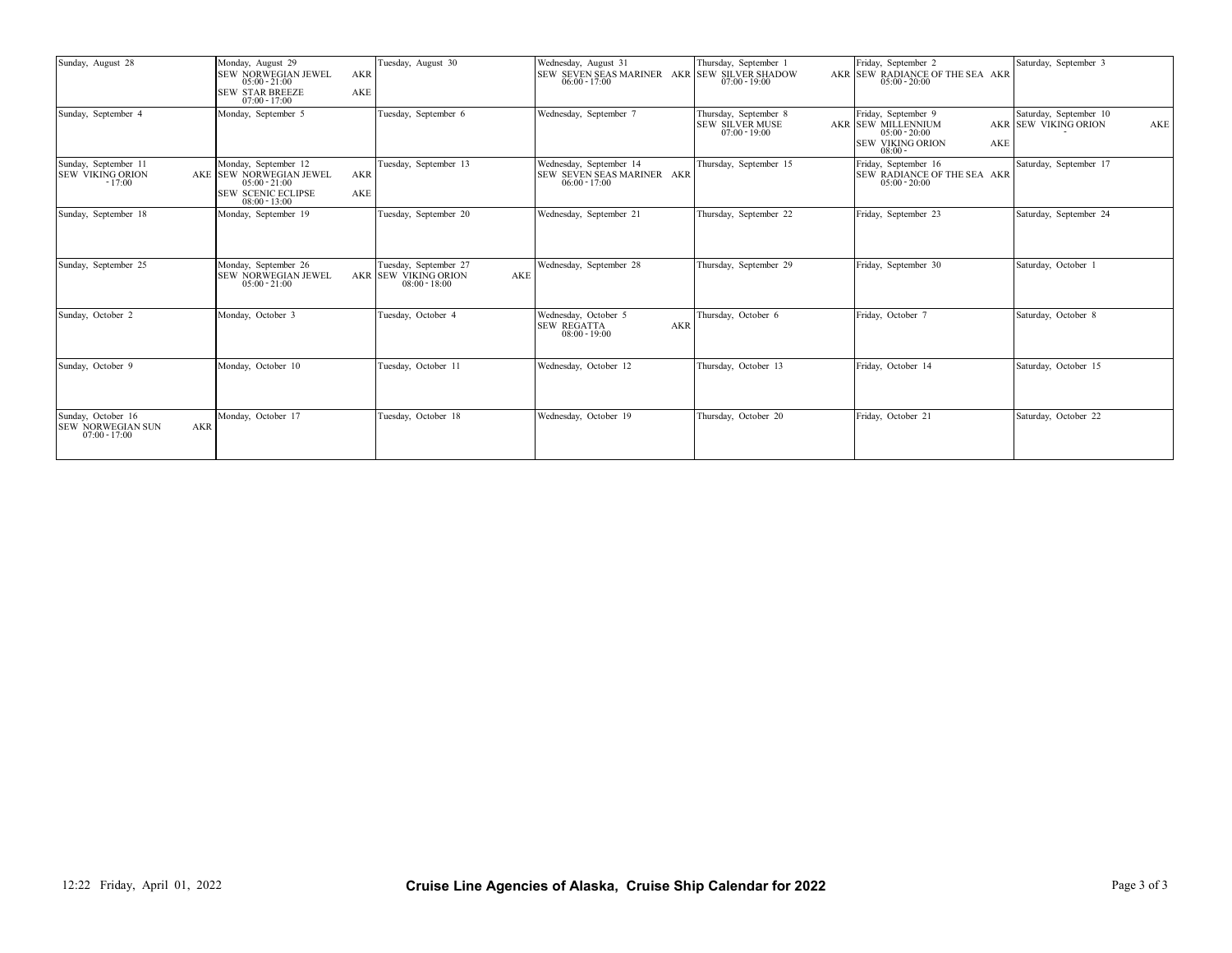| | | | | | | |
|---|---|---|---|---|---|---|
| Sunday, August 28 | Monday, August 29<br>SEW NORWEGIAN JEWEL AKR<br>05:00 - 21:00<br>SEW STAR BREEZE AKE<br>07:00 - 17:00 | Tuesday, August 30 | Wednesday, August 31<br>SEW SEVEN SEAS MARINER AKR<br>06:00 - 17:00 | Thursday, September 1<br>SEW SILVER SHADOW AKR<br>07:00 - 19:00 | Friday, September 2<br>SEW RADIANCE OF THE SEA AKR<br>05:00 - 20:00 | Saturday, September 3 |
| Sunday, September 4 | Monday, September 5 | Tuesday, September 6 | Wednesday, September 7 | Thursday, September 8<br>SEW SILVER MUSE AKR<br>07:00 - 19:00 | Friday, September 9<br>SEW MILLENNIUM AKR<br>05:00 - 20:00<br>SEW VIKING ORION AKE<br>08:00 - | Saturday, September 10<br>SEW VIKING ORION AKE<br>- |
| Sunday, September 11<br>SEW VIKING ORION AKE<br>- 17:00 | Monday, September 12<br>SEW NORWEGIAN JEWEL AKR<br>05:00 - 21:00<br>SEW SCENIC ECLIPSE AKE<br>08:00 - 13:00 | Tuesday, September 13 | Wednesday, September 14<br>SEW SEVEN SEAS MARINER AKR<br>06:00 - 17:00 | Thursday, September 15 | Friday, September 16<br>SEW RADIANCE OF THE SEA AKR<br>05:00 - 20:00 | Saturday, September 17 |
| Sunday, September 18 | Monday, September 19 | Tuesday, September 20 | Wednesday, September 21 | Thursday, September 22 | Friday, September 23 | Saturday, September 24 |
| Sunday, September 25 | Monday, September 26<br>SEW NORWEGIAN JEWEL AKR<br>05:00 - 21:00 | Tuesday, September 27<br>SEW VIKING ORION AKE<br>08:00 - 18:00 | Wednesday, September 28 | Thursday, September 29 | Friday, September 30 | Saturday, October 1 |
| Sunday, October 2 | Monday, October 3 | Tuesday, October 4 | Wednesday, October 5<br>SEW REGATTA AKR<br>08:00 - 19:00 | Thursday, October 6 | Friday, October 7 | Saturday, October 8 |
| Sunday, October 9 | Monday, October 10 | Tuesday, October 11 | Wednesday, October 12 | Thursday, October 13 | Friday, October 14 | Saturday, October 15 |
| Sunday, October 16<br>SEW NORWEGIAN SUN AKR<br>07:00 - 17:00 | Monday, October 17 | Tuesday, October 18 | Wednesday, October 19 | Thursday, October 20 | Friday, October 21 | Saturday, October 22 |

12:22 Friday, April 01, 2022

**Cruise Line Agencies of Alaska, Cruise Ship Calendar for 2022**